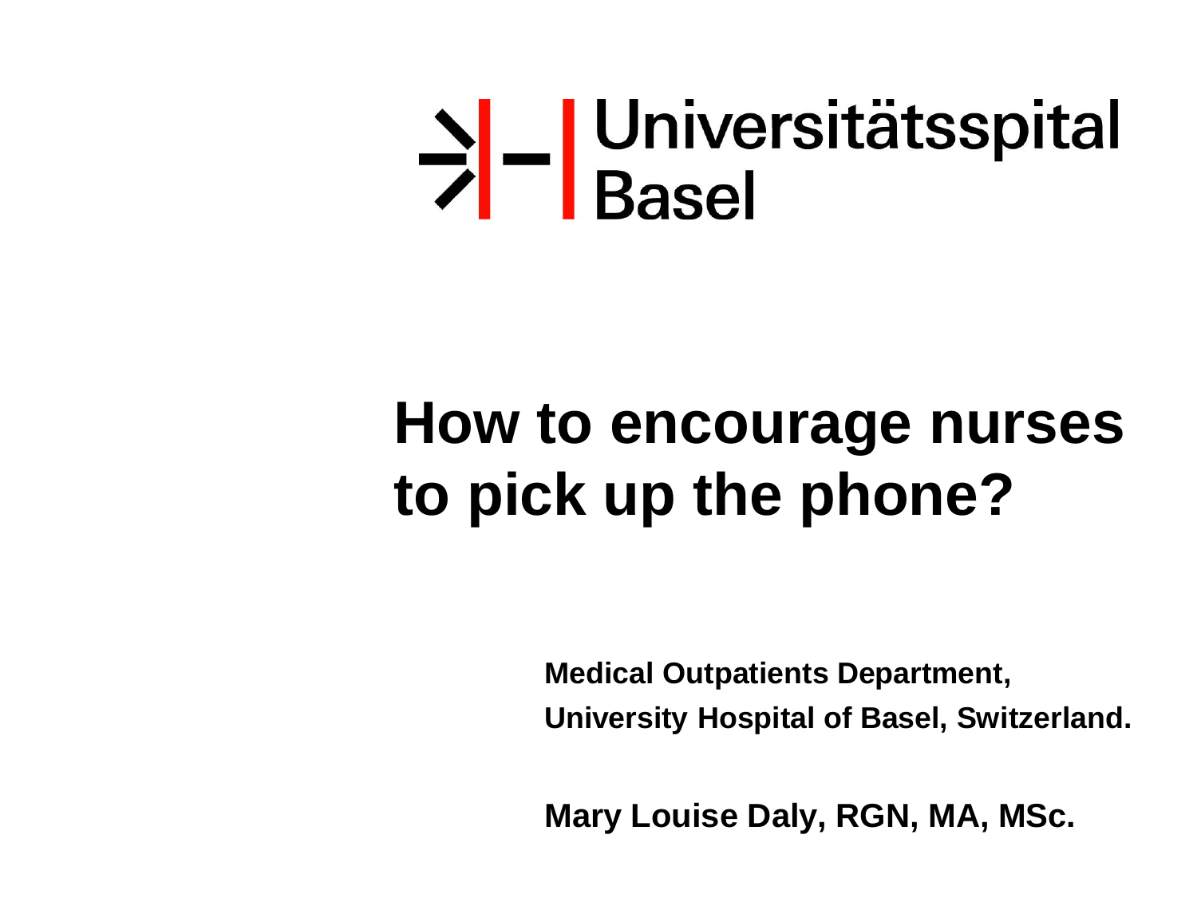Universitätsspital
Basel

# How to encourage nurses to pick up the phone?

**Medical Outpatients Department,**
**University Hospital of Basel, Switzerland.**

**Mary Louise Daly, RGN, MA, MSc.**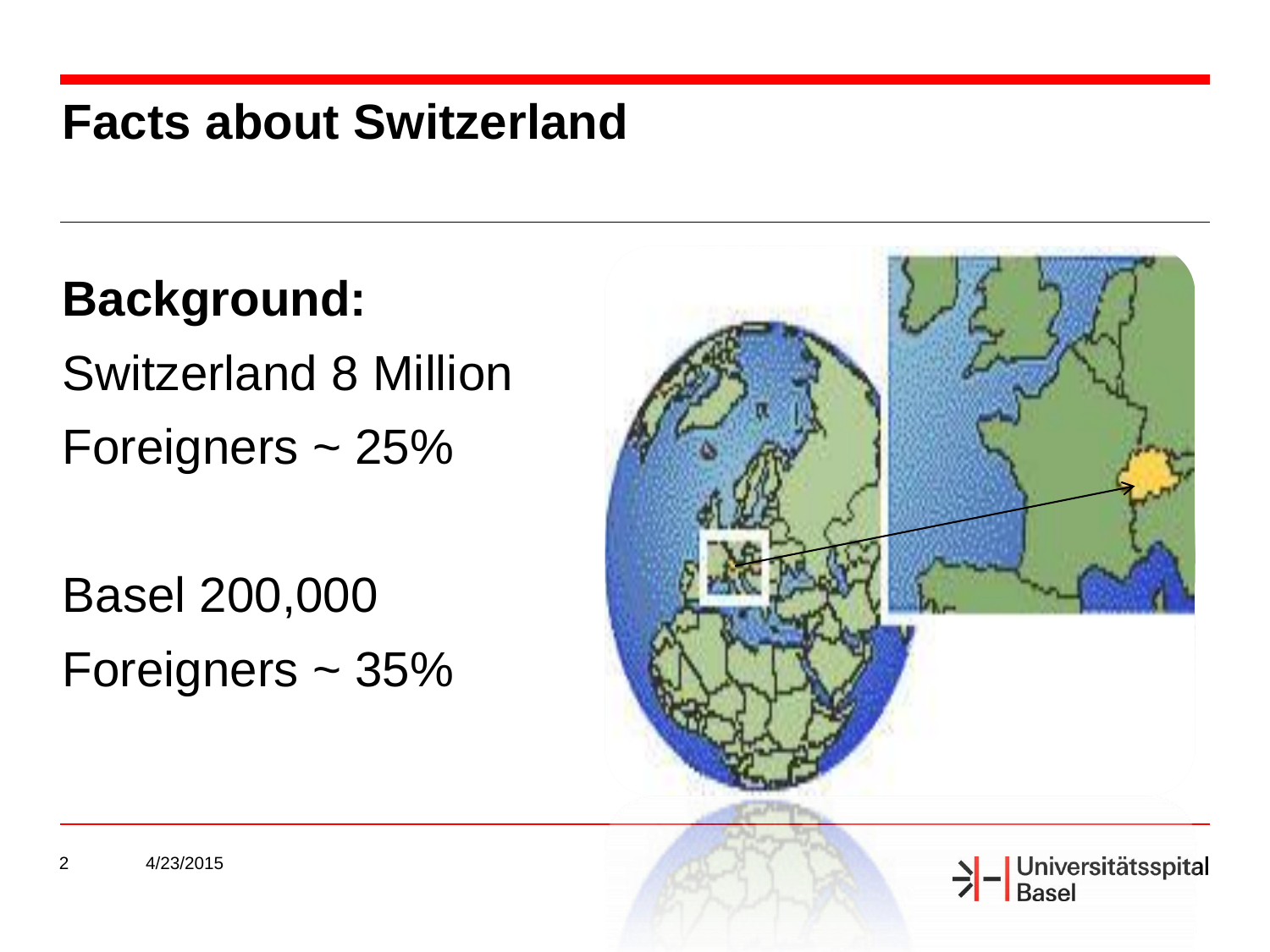# Facts about Switzerland

**Background:**

Switzerland 8 Million

Foreigners ~ 25%

Basel 200,000

Foreigners ~ 35%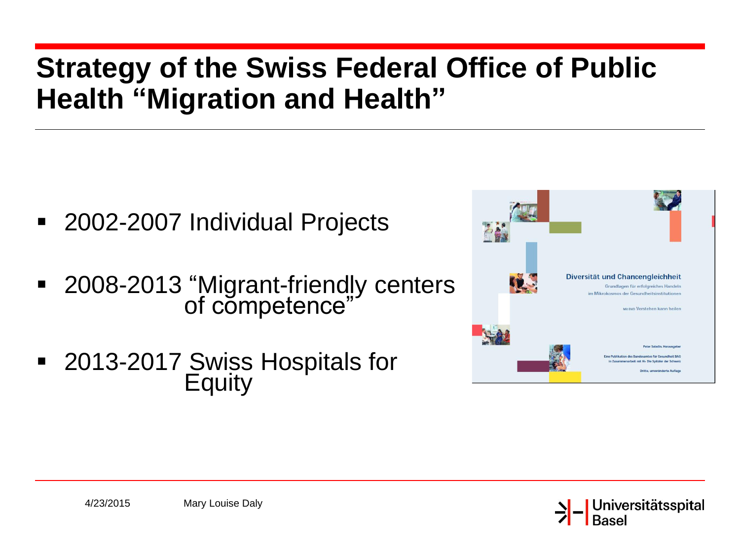# Strategy of the Swiss Federal Office of Public Health "Migration and Health"

- 2002-2007 Individual Projects
- 2008-2013 "Migrant-friendly centers of competence"
- 2013-2017 Swiss Hospitals for Equity

Diversität und Chancengleichheit

Grundlagen für erfolgreiches Handeln im Mikrokosmos der Gesundheitsinstitutionen

Mit DVD Verstehen kann heilen

Peter Saladin, Herausgeber

Eine Publikation des Bundesamtes für Gesundheit BAG in Zusammenarbeit mit H+ Die Spitäler der Schweiz

Dritte, unveränderte Auflage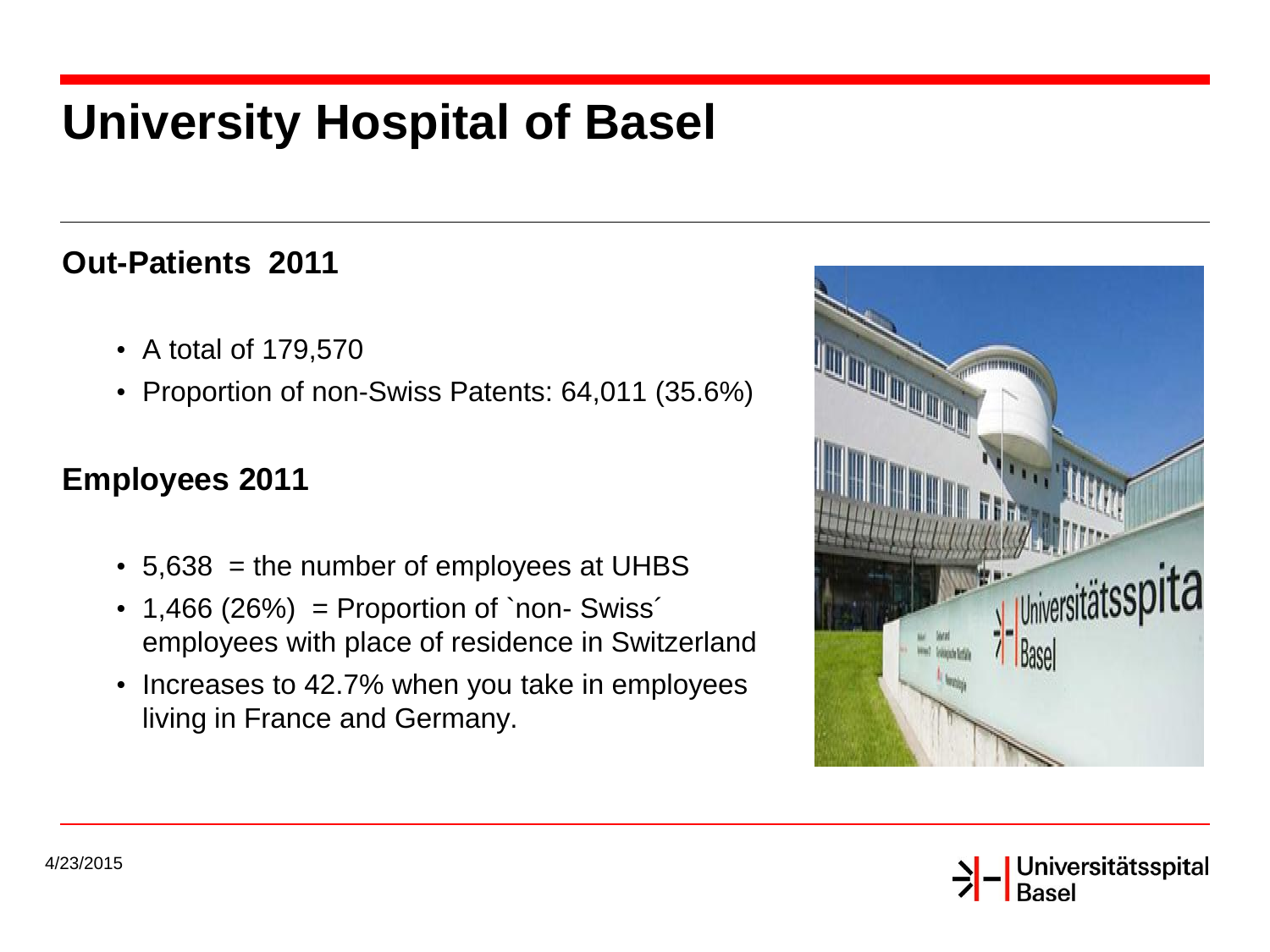# University Hospital of Basel

## Out-Patients 2011

- A total of 179,570
- Proportion of non-Swiss Patents: 64,011 (35.6%)

## Employees 2011

- 5,638 = the number of employees at UHBS
- 1,466 (26%) = Proportion of `non- Swiss´ employees with place of residence in Switzerland
- Increases to 42.7% when you take in employees living in France and Germany.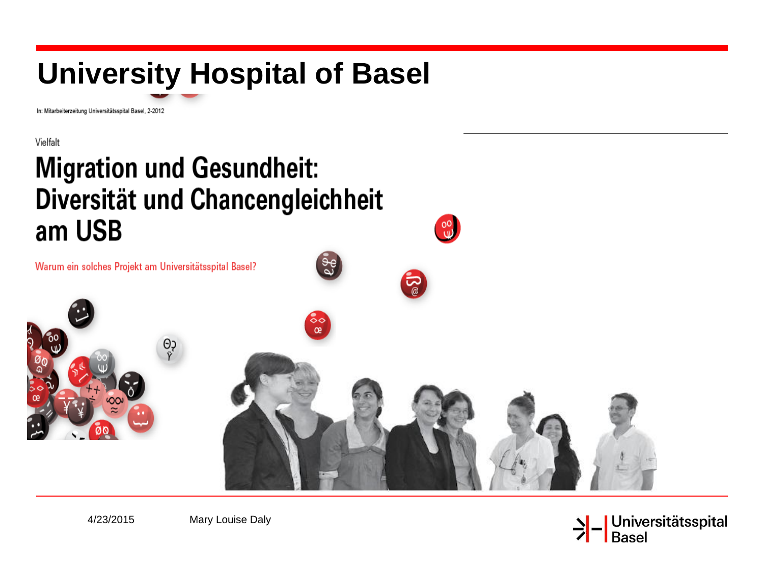# University Hospital of Basel

In: Mitarbeiterzeitung Universitätsspital Basel, 2-2012

Vielfalt

## Migration und Gesundheit: Diversität und Chancengleichheit am USB

Warum ein solches Projekt am Universitätsspital Basel?

4/23/2015 Mary Louise Daly

Universitätsspital Basel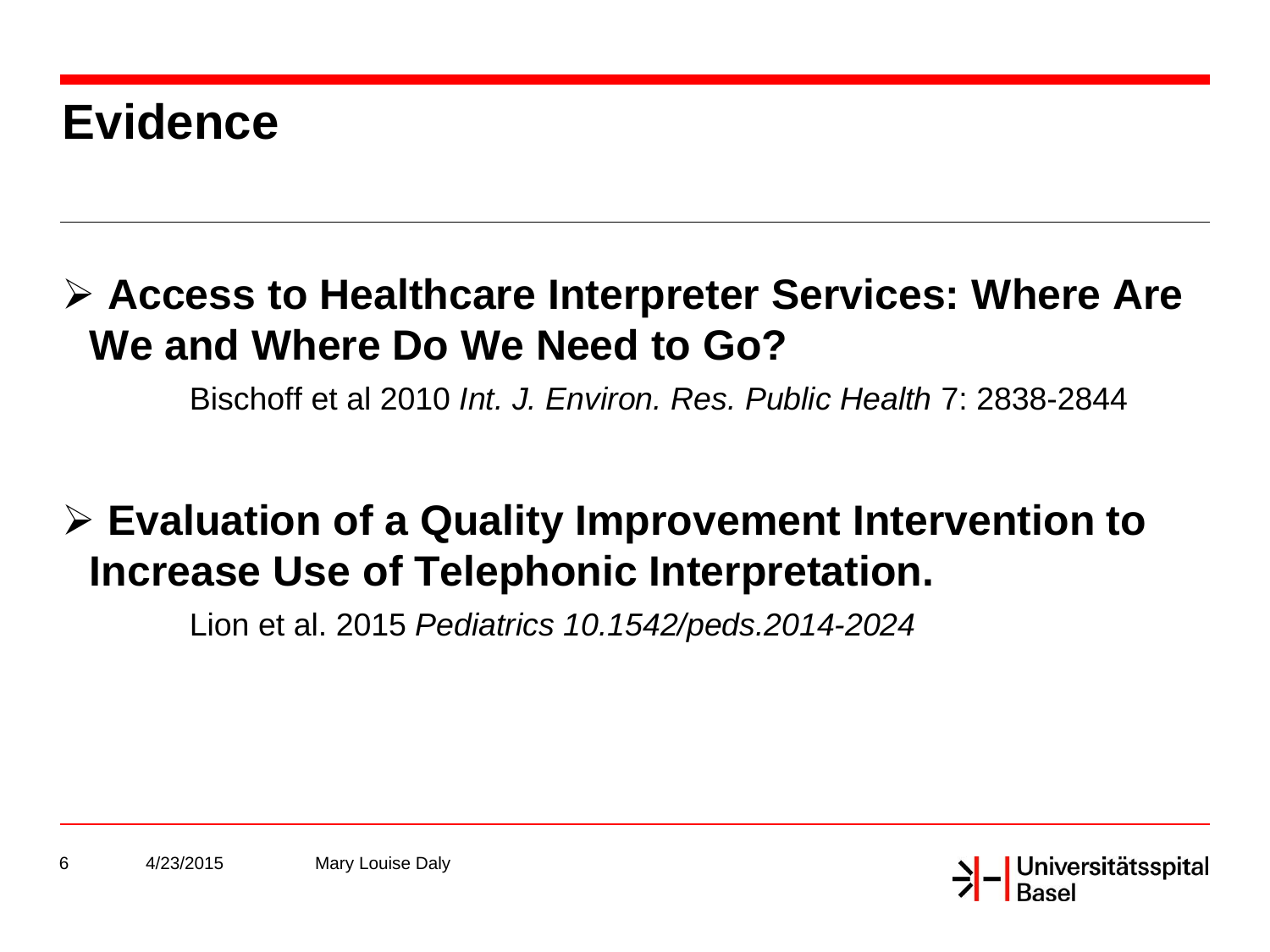# Evidence

- **Access to Healthcare Interpreter Services: Where Are We and Where Do We Need to Go?**

  Bischoff et al 2010 *Int. J. Environ. Res. Public Health* 7: 2838-2844

- **Evaluation of a Quality Improvement Intervention to Increase Use of Telephonic Interpretation.**

  Lion et al. 2015 *Pediatrics 10.1542/peds.2014-2024*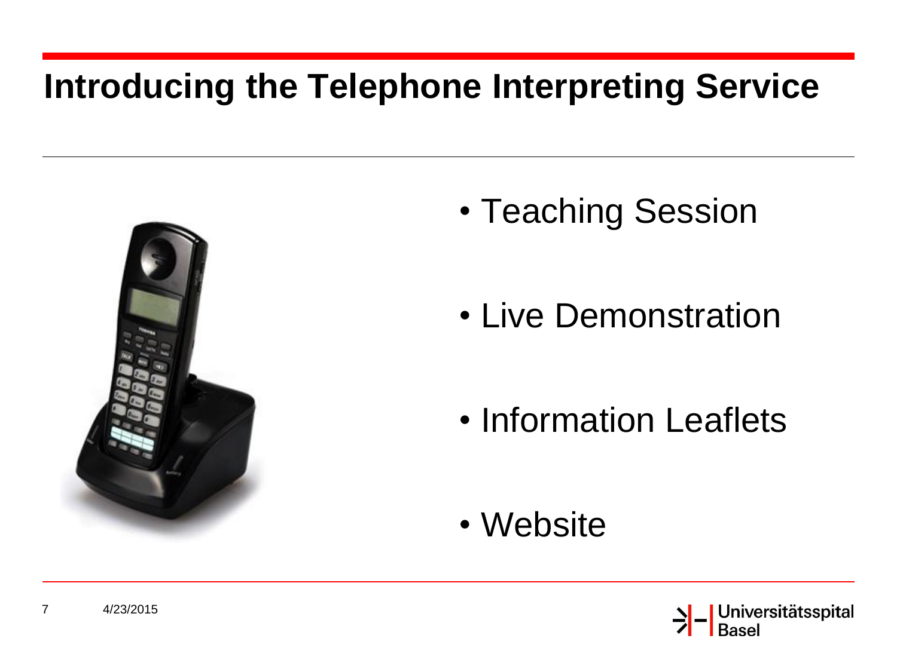# Introducing the Telephone Interpreting Service

- Teaching Session
- Live Demonstration
- Information Leaflets
- Website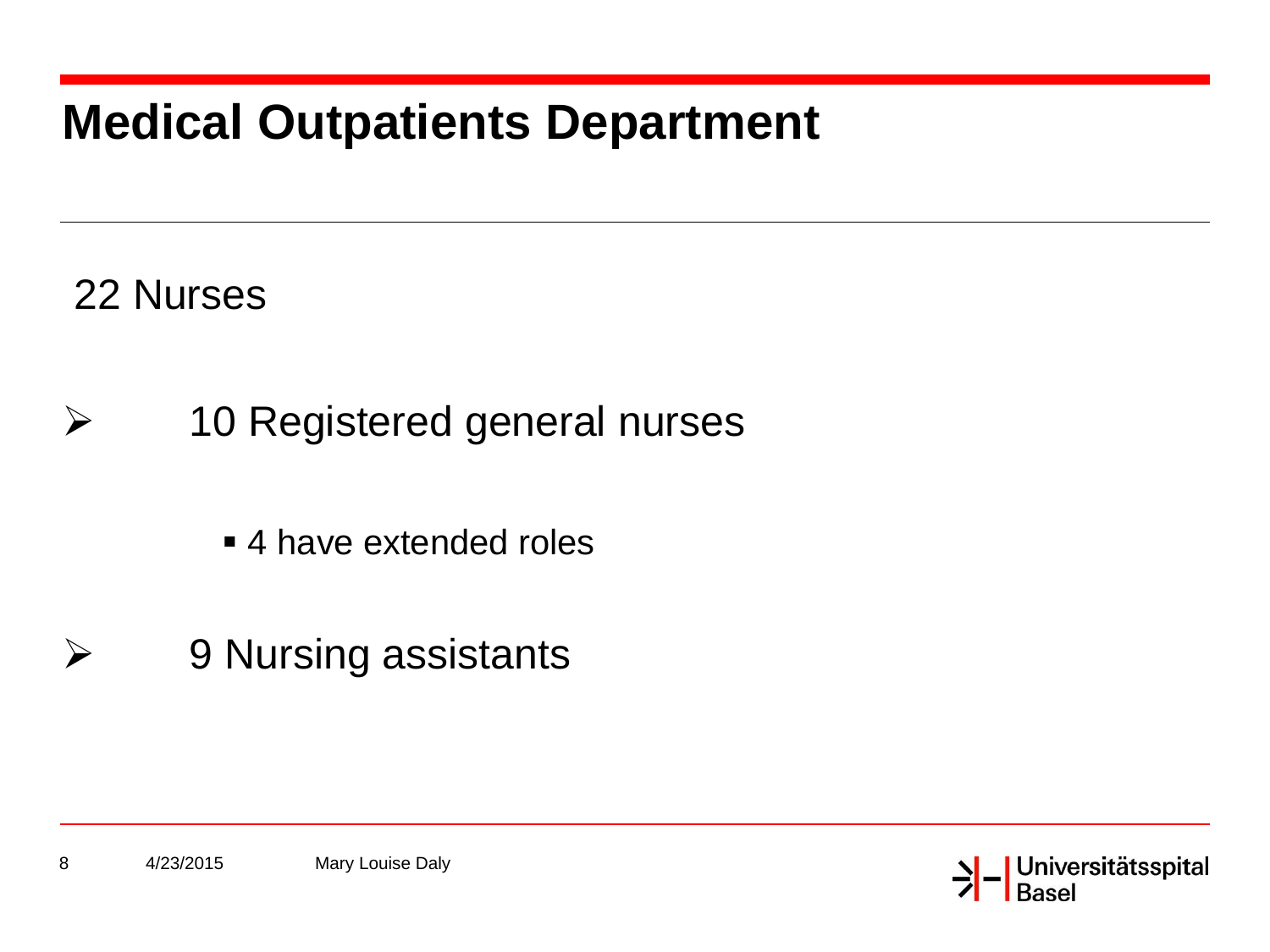# Medical Outpatients Department

22 Nurses

- 10 Registered general nurses
  - 4 have extended roles
- 9 Nursing assistants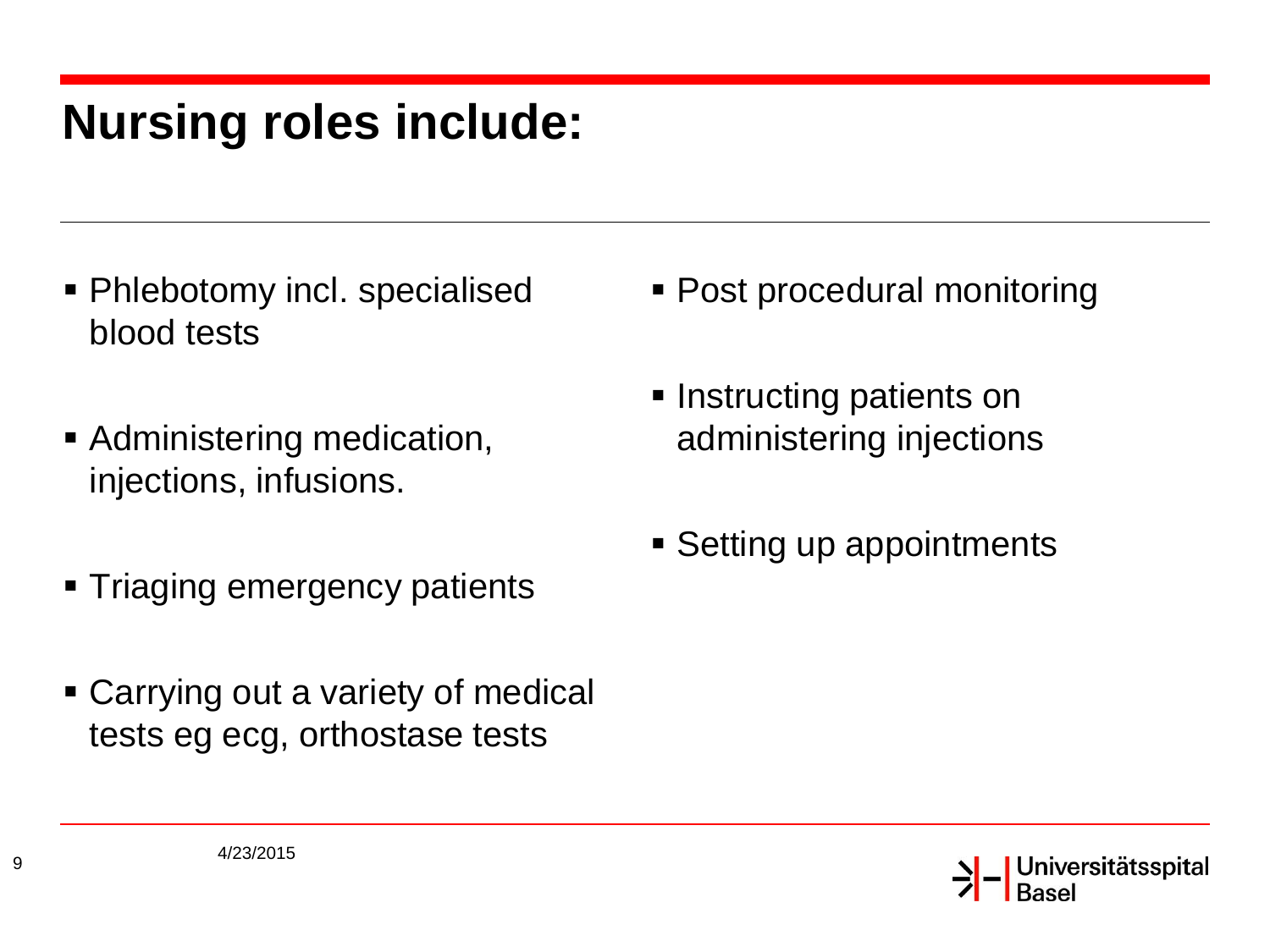# Nursing roles include:

- Phlebotomy incl. specialised blood tests
- Administering medication, injections, infusions.
- Triaging emergency patients
- Carrying out a variety of medical tests eg ecg, orthostase tests
- Post procedural monitoring
- Instructing patients on administering injections
- Setting up appointments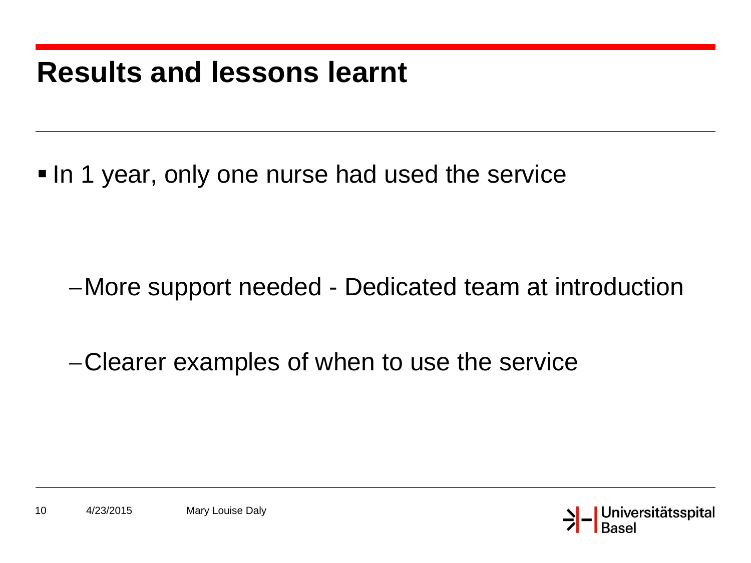# Results and lessons learnt

- In 1 year, only one nurse had used the service
  - More support needed - Dedicated team at introduction
  - Clearer examples of when to use the service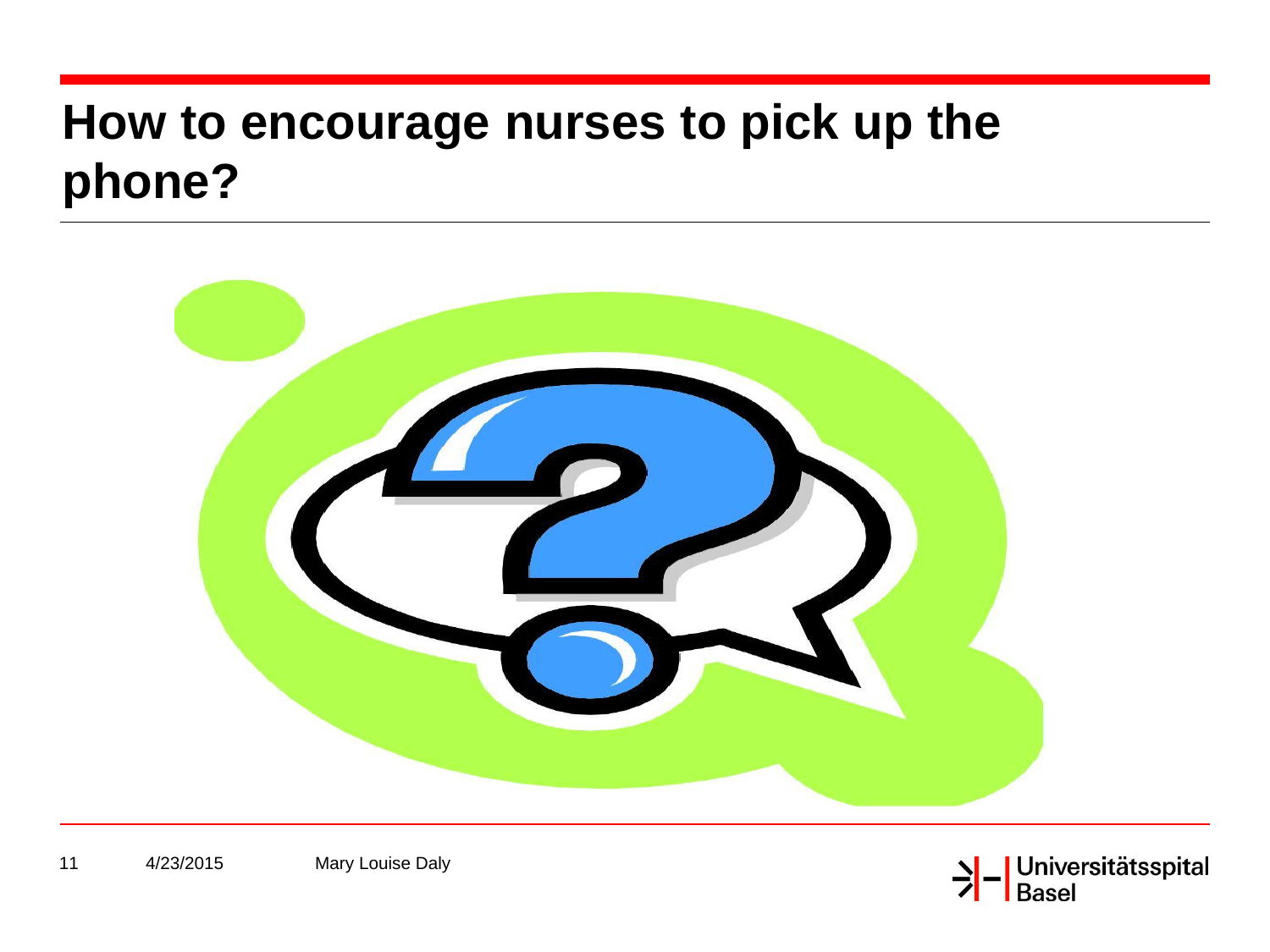# How to encourage nurses to pick up the phone?